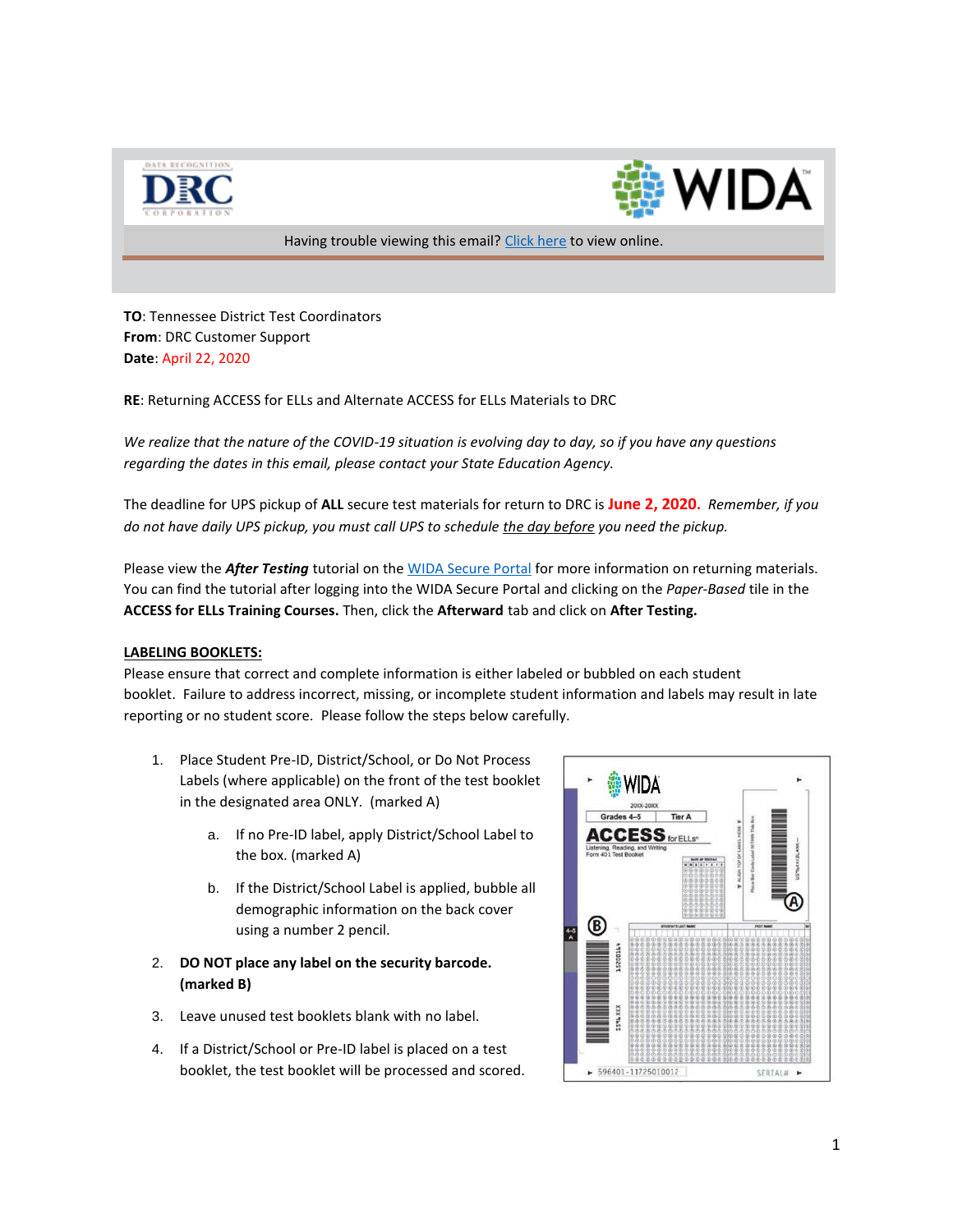Having trouble viewing this email? Click here to view online.

**TO**: Tennessee District Test Coordinators
**From**: DRC Customer Support
**Date**: April 22, 2020

**RE**: Returning ACCESS for ELLs and Alternate ACCESS for ELLs Materials to DRC

*We realize that the nature of the COVID-19 situation is evolving day to day, so if you have any questions regarding the dates in this email, please contact your State Education Agency.*

The deadline for UPS pickup of **ALL** secure test materials for return to DRC is **June 2, 2020.** *Remember, if you do not have daily UPS pickup, you must call UPS to schedule the day before you need the pickup.*

Please view the ***After Testing*** tutorial on the WIDA Secure Portal for more information on returning materials. You can find the tutorial after logging into the WIDA Secure Portal and clicking on the *Paper-Based* tile in the **ACCESS for ELLs Training Courses.** Then, click the **Afterward** tab and click on **After Testing.**

**LABELING BOOKLETS:**

Please ensure that correct and complete information is either labeled or bubbled on each student booklet. Failure to address incorrect, missing, or incomplete student information and labels may result in late reporting or no student score. Please follow the steps below carefully.

1. Place Student Pre-ID, District/School, or Do Not Process Labels (where applicable) on the front of the test booklet in the designated area ONLY. (marked A)
   a. If no Pre-ID label, apply District/School Label to the box. (marked A)
   b. If the District/School Label is applied, bubble all demographic information on the back cover using a number 2 pencil.
2. **DO NOT place any label on the security barcode. (marked B)**
3. Leave unused test booklets blank with no label.
4. If a District/School or Pre-ID label is placed on a test booklet, the test booklet will be processed and scored.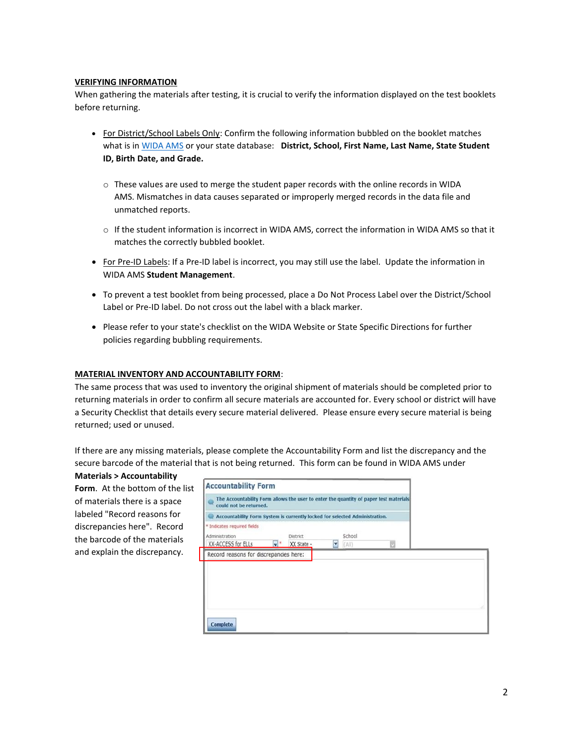**<u>VERIFYING INFORMATION</u>**

When gathering the materials after testing, it is crucial to verify the information displayed on the test booklets before returning.

- <u>For District/School Labels Only</u>: Confirm the following information bubbled on the booklet matches what is in WIDA AMS or your state database: **District, School, First Name, Last Name, State Student ID, Birth Date, and Grade.**
  - These values are used to merge the student paper records with the online records in WIDA AMS. Mismatches in data causes separated or improperly merged records in the data file and unmatched reports.
  - If the student information is incorrect in WIDA AMS, correct the information in WIDA AMS so that it matches the correctly bubbled booklet.
- <u>For Pre-ID Labels</u>: If a Pre-ID label is incorrect, you may still use the label. Update the information in WIDA AMS **Student Management**.
- To prevent a test booklet from being processed, place a Do Not Process Label over the District/School Label or Pre-ID label. Do not cross out the label with a black marker.
- Please refer to your state's checklist on the WIDA Website or State Specific Directions for further policies regarding bubbling requirements.

**<u>MATERIAL INVENTORY AND ACCOUNTABILITY FORM</u>**:

The same process that was used to inventory the original shipment of materials should be completed prior to returning materials in order to confirm all secure materials are accounted for. Every school or district will have a Security Checklist that details every secure material delivered. Please ensure every secure material is being returned; used or unused.

If there are any missing materials, please complete the Accountability Form and list the discrepancy and the secure barcode of the material that is not being returned. This form can be found in WIDA AMS under **Materials > Accountability Form**. At the bottom of the list of materials there is a space labeled "Record reasons for discrepancies here". Record the barcode of the materials and explain the discrepancy.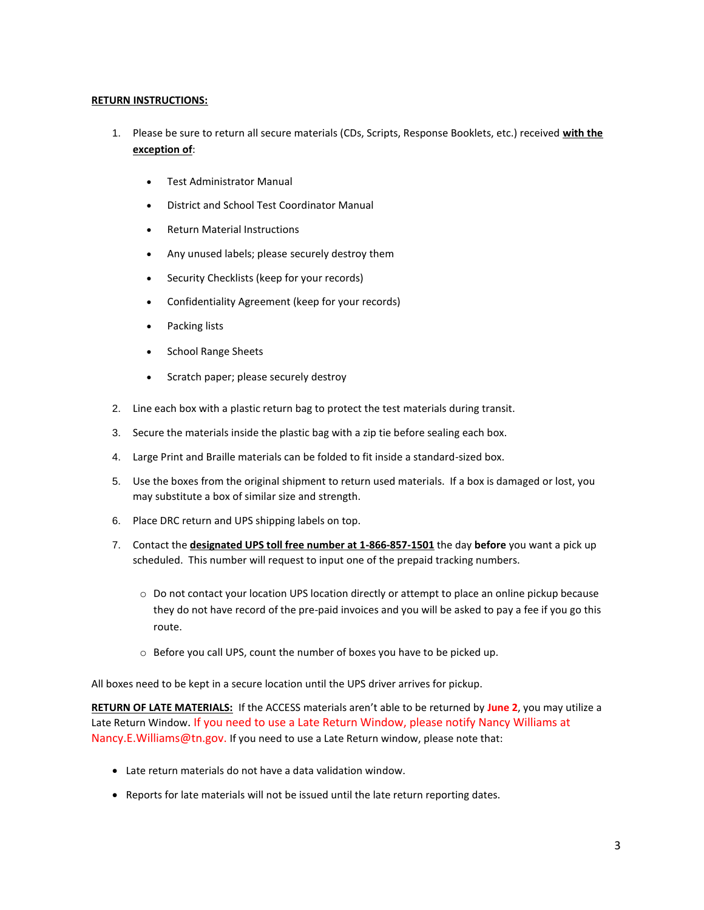**<u>RETURN INSTRUCTIONS:</u>**

1. Please be sure to return all secure materials (CDs, Scripts, Response Booklets, etc.) received **<u>with the exception of</u>**:
   - Test Administrator Manual
   - District and School Test Coordinator Manual
   - Return Material Instructions
   - Any unused labels; please securely destroy them
   - Security Checklists (keep for your records)
   - Confidentiality Agreement (keep for your records)
   - Packing lists
   - School Range Sheets
   - Scratch paper; please securely destroy
2. Line each box with a plastic return bag to protect the test materials during transit.
3. Secure the materials inside the plastic bag with a zip tie before sealing each box.
4. Large Print and Braille materials can be folded to fit inside a standard-sized box.
5. Use the boxes from the original shipment to return used materials. If a box is damaged or lost, you may substitute a box of similar size and strength.
6. Place DRC return and UPS shipping labels on top.
7. Contact the **<u>designated UPS toll free number at 1-866-857-1501</u>** the day **before** you want a pick up scheduled. This number will request to input one of the prepaid tracking numbers.
   - Do not contact your location UPS location directly or attempt to place an online pickup because they do not have record of the pre-paid invoices and you will be asked to pay a fee if you go this route.
   - Before you call UPS, count the number of boxes you have to be picked up.

All boxes need to be kept in a secure location until the UPS driver arrives for pickup.

**<u>RETURN OF LATE MATERIALS:</u>** If the ACCESS materials aren't able to be returned by **June 2**, you may utilize a Late Return Window. If you need to use a Late Return Window, please notify Nancy Williams at Nancy.E.Williams@tn.gov. If you need to use a Late Return window, please note that:

- Late return materials do not have a data validation window.
- Reports for late materials will not be issued until the late return reporting dates.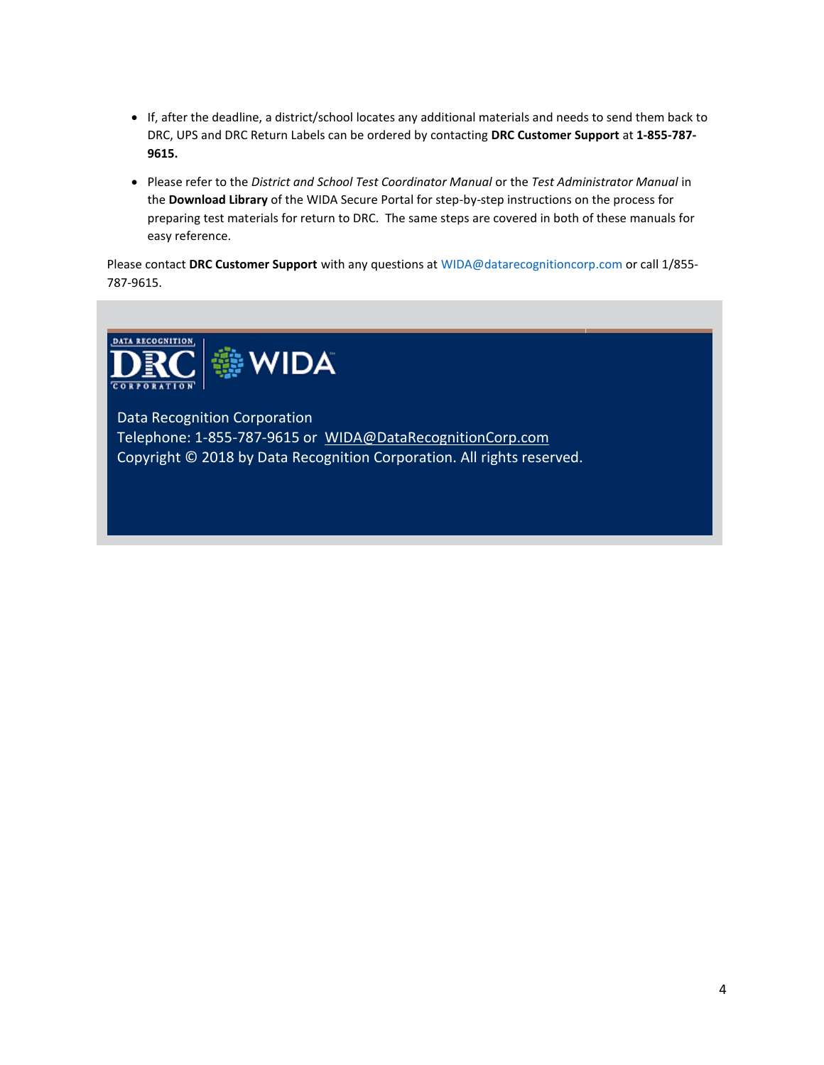- If, after the deadline, a district/school locates any additional materials and needs to send them back to DRC, UPS and DRC Return Labels can be ordered by contacting **DRC Customer Support** at **1-855-787-9615.**
- Please refer to the *District and School Test Coordinator Manual* or the *Test Administrator Manual* in the **Download Library** of the WIDA Secure Portal for step-by-step instructions on the process for preparing test materials for return to DRC. The same steps are covered in both of these manuals for easy reference.

Please contact **DRC Customer Support** with any questions at WIDA@datarecognitioncorp.com or call 1/855-787-9615.

DATA RECOGNITION DRC CORPORATION | WIDA

Data Recognition Corporation
Telephone: 1-855-787-9615 or WIDA@DataRecognitionCorp.com
Copyright © 2018 by Data Recognition Corporation. All rights reserved.